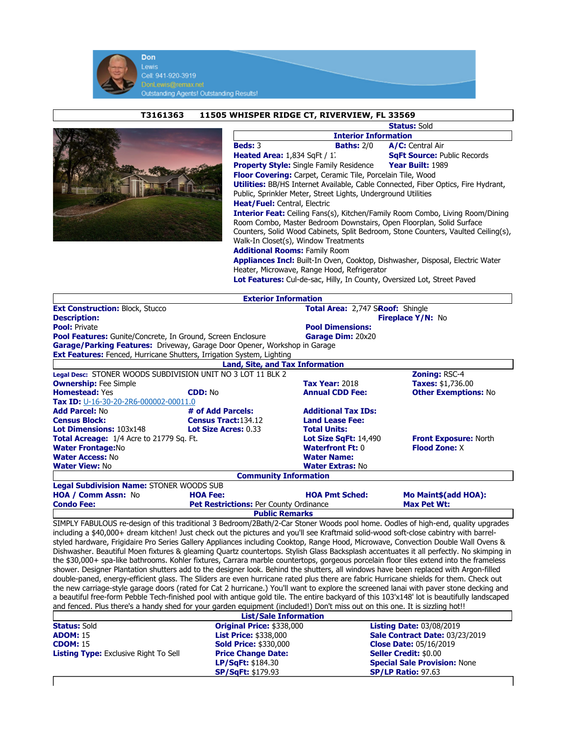Don
Lewis
Cell: 941-920-3919
DonLewis@remax.net
Outstanding Agents! Outstanding Results!

## T3161363 11505 WHISPER RIDGE CT, RIVERVIEW, FL 33569

**Status:** Sold

### Interior Information

**Beds:** 3 **Baths:** 2/0 **A/C:** Central Air
**Heated Area:** 1,834 SqFt / 1; **SqFt Source:** Public Records
**Property Style:** Single Family Residence **Year Built:** 1989
**Floor Covering:** Carpet, Ceramic Tile, Porcelain Tile, Wood
**Utilities:** BB/HS Internet Available, Cable Connected, Fiber Optics, Fire Hydrant, Public, Sprinkler Meter, Street Lights, Underground Utilities
**Heat/Fuel:** Central, Electric
**Interior Feat:** Ceiling Fans(s), Kitchen/Family Room Combo, Living Room/Dining Room Combo, Master Bedroom Downstairs, Open Floorplan, Solid Surface Counters, Solid Wood Cabinets, Split Bedroom, Stone Counters, Vaulted Ceiling(s), Walk-In Closet(s), Window Treatments
**Additional Rooms:** Family Room
**Appliances Incl:** Built-In Oven, Cooktop, Dishwasher, Disposal, Electric Water Heater, Microwave, Range Hood, Refrigerator
**Lot Features:** Cul-de-sac, Hilly, In County, Oversized Lot, Street Paved

### Exterior Information

**Ext Construction:** Block, Stucco **Total Area:** 2,747 S **Roof:** Shingle
**Description:** **Fireplace Y/N:** No
**Pool:** Private **Pool Dimensions:**
**Pool Features:** Gunite/Concrete, In Ground, Screen Enclosure **Garage Dim:** 20x20
**Garage/Parking Features:** Driveway, Garage Door Opener, Workshop in Garage
**Ext Features:** Fenced, Hurricane Shutters, Irrigation System, Lighting

### Land, Site, and Tax Information

**Legal Desc:** STONER WOODS SUBDIVISION UNIT NO 3 LOT 11 BLK 2 **Zoning:** RSC-4
**Ownership:** Fee Simple **Tax Year:** 2018 **Taxes:** $1,736.00
**Homestead:** Yes **CDD:** No **Annual CDD Fee:** **Other Exemptions:** No
**Tax ID:** U-16-30-20-2R6-000002-00011.0
**Add Parcel:** No **# of Add Parcels:** **Additional Tax IDs:**
**Census Block:** **Census Tract:** 134.12 **Land Lease Fee:**
**Lot Dimensions:** 103x148 **Lot Size Acres:** 0.33 **Total Units:**
**Total Acreage:** 1/4 Acre to 21779 Sq. Ft. **Lot Size SqFt:** 14,490 **Front Exposure:** North
**Water Frontage:** No **Waterfront Ft:** 0 **Flood Zone:** X
**Water Access:** No **Water Name:**
**Water View:** No **Water Extras:** No

### Community Information

**Legal Subdivision Name:** STONER WOODS SUB
**HOA / Comm Assn:** No **HOA Fee:** **HOA Pmt Sched:** **Mo Maint$(add HOA):**
**Condo Fee:** **Pet Restrictions:** Per County Ordinance **Max Pet Wt:**

### Public Remarks

SIMPLY FABULOUS re-design of this traditional 3 Bedroom/2Bath/2-Car Stoner Woods pool home. Oodles of high-end, quality upgrades including a $40,000+ dream kitchen! Just check out the pictures and you'll see Kraftmaid solid-wood soft-close cabintry with barrel-styled hardware, Frigidaire Pro Series Gallery Appliances including Cooktop, Range Hood, Microwave, Convection Double Wall Ovens & Dishwasher. Beautiful Moen fixtures & gleaming Quartz countertops. Stylish Glass Backsplash accentuates it all perfectly. No skimping in the $30,000+ spa-like bathrooms. Kohler fixtures, Carrara marble countertops, gorgeous porcelain floor tiles extend into the frameless shower. Designer Plantation shutters add to the designer look. Behind the shutters, all windows have been replaced with Argon-filled double-paned, energy-efficient glass. The Sliders are even hurricane rated plus there are fabric Hurricane shields for them. Check out the new carriage-style garage doors (rated for Cat 2 hurricane.) You'll want to explore the screened lanai with paver stone decking and a beautiful free-form Pebble Tech-finished pool with antique gold tile. The entire backyard of this 103'x148' lot is beautifully landscaped and fenced. Plus there's a handy shed for your garden equipment (included!) Don't miss out on this one. It is sizzling hot!!

### List/Sale Information

| | | |
|---|---|---|
| **Status:** Sold | **Original Price:** $338,000 | **Listing Date:** 03/08/2019 |
| **ADOM:** 15 | **List Price:** $338,000 | **Sale Contract Date:** 03/23/2019 |
| **CDOM:** 15 | **Sold Price:** $330,000 | **Close Date:** 05/16/2019 |
| **Listing Type:** Exclusive Right To Sell | **Price Change Date:** | **Seller Credit:** $0.00 |
| | **LP/SqFt:** $184.30 | **Special Sale Provision:** None |
| | **SP/SqFt:** $179.93 | **SP/LP Ratio:** 97.63 |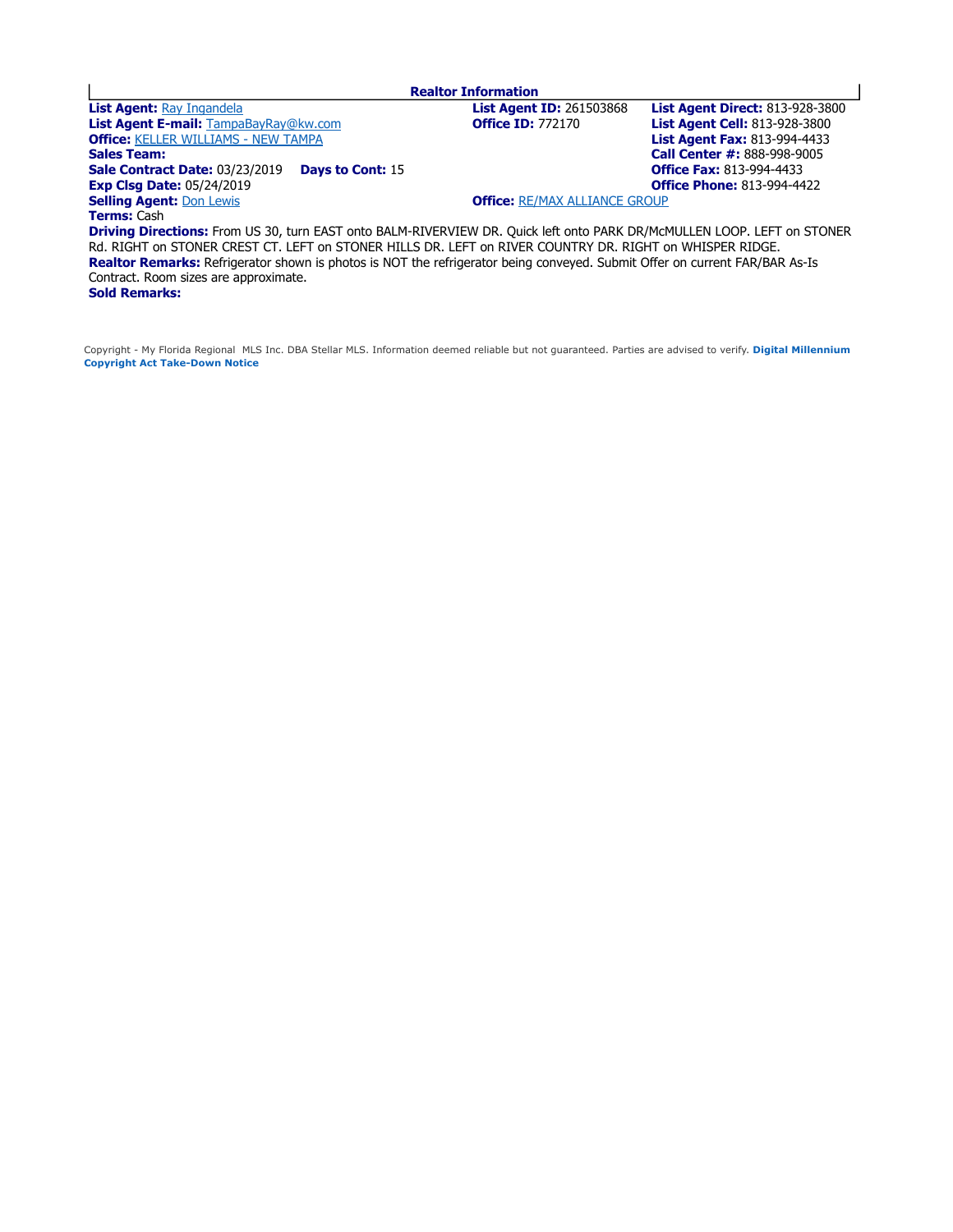## Realtor Information

**List Agent:** Ray Ingandela
**List Agent ID:** 261503868
**List Agent Direct:** 813-928-3800
**List Agent E-mail:** TampaBayRay@kw.com
**Office ID:** 772170
**List Agent Cell:** 813-928-3800
**Office:** KELLER WILLIAMS - NEW TAMPA
**List Agent Fax:** 813-994-4433
**Sales Team:**
**Call Center #:** 888-998-9005
**Sale Contract Date:** 03/23/2019 **Days to Cont:** 15
**Office Fax:** 813-994-4433
**Exp Clsg Date:** 05/24/2019
**Office Phone:** 813-994-4422
**Selling Agent:** Don Lewis
**Office:** RE/MAX ALLIANCE GROUP
**Terms:** Cash

**Driving Directions:** From US 30, turn EAST onto BALM-RIVERVIEW DR. Quick left onto PARK DR/McMULLEN LOOP. LEFT on STONER Rd. RIGHT on STONER CREST CT. LEFT on STONER HILLS DR. LEFT on RIVER COUNTRY DR. RIGHT on WHISPER RIDGE.

**Realtor Remarks:** Refrigerator shown is photos is NOT the refrigerator being conveyed. Submit Offer on current FAR/BAR As-Is Contract. Room sizes are approximate.

**Sold Remarks:**

Copyright - My Florida Regional MLS Inc. DBA Stellar MLS. Information deemed reliable but not guaranteed. Parties are advised to verify. **Digital Millennium Copyright Act Take-Down Notice**